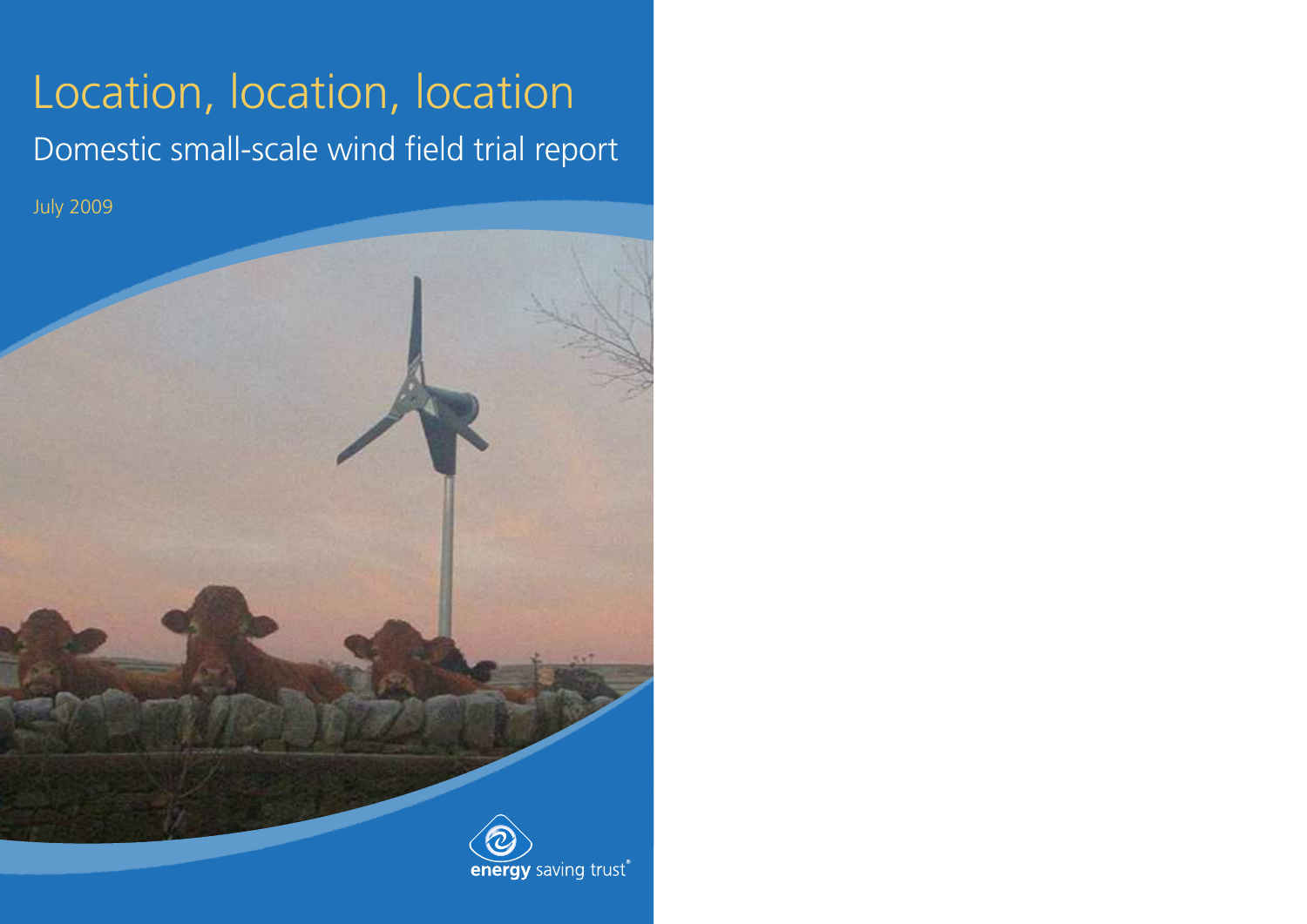# Location, location, location

## Domestic small-scale wind field trial report

July 2009

energy saving trust®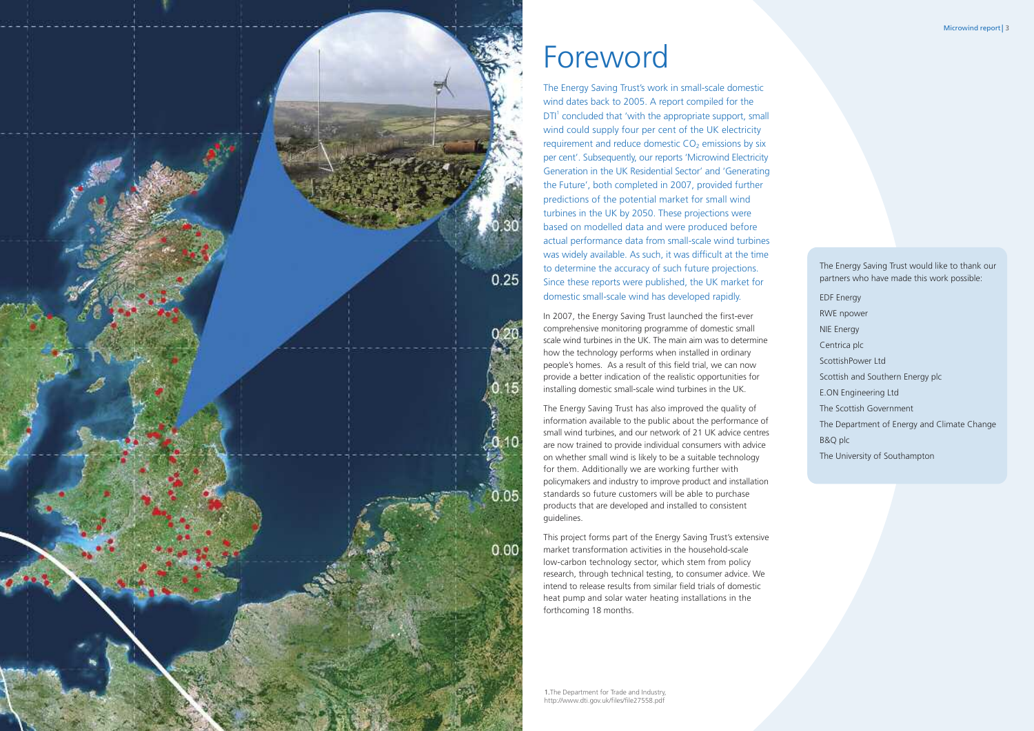# Foreword

The Energy Saving Trust's work in small-scale domestic wind dates back to 2005. A report compiled for the DTI[1] concluded that 'with the appropriate support, small wind could supply four per cent of the UK electricity requirement and reduce domestic $CO_2$ emissions by six per cent'. Subsequently, our reports 'Microwind Electricity Generation in the UK Residential Sector' and 'Generating the Future', both completed in 2007, provided further predictions of the potential market for small wind turbines in the UK by 2050. These projections were based on modelled data and were produced before actual performance data from small-scale wind turbines was widely available. As such, it was difficult at the time to determine the accuracy of such future projections. Since these reports were published, the UK market for domestic small-scale wind has developed rapidly.

In 2007, the Energy Saving Trust launched the first-ever comprehensive monitoring programme of domestic small scale wind turbines in the UK. The main aim was to determine how the technology performs when installed in ordinary people's homes. As a result of this field trial, we can now provide a better indication of the realistic opportunities for installing domestic small-scale wind turbines in the UK.

The Energy Saving Trust has also improved the quality of information available to the public about the performance of small wind turbines, and our network of 21 UK advice centres are now trained to provide individual consumers with advice on whether small wind is likely to be a suitable technology for them. Additionally we are working further with policymakers and industry to improve product and installation standards so future customers will be able to purchase products that are developed and installed to consistent guidelines.

This project forms part of the Energy Saving Trust's extensive market transformation activities in the household-scale low-carbon technology sector, which stem from policy research, through technical testing, to consumer advice. We intend to release results from similar field trials of domestic heat pump and solar water heating installations in the forthcoming 18 months.

The Energy Saving Trust would like to thank our partners who have made this work possible:

EDF Energy
RWE npower
NIE Energy
Centrica plc
ScottishPower Ltd
Scottish and Southern Energy plc
E.ON Engineering Ltd
The Scottish Government
The Department of Energy and Climate Change
B&Q plc
The University of Southampton

1. The Department for Trade and Industry, http://www.dti.gov.uk/files/file27558.pdf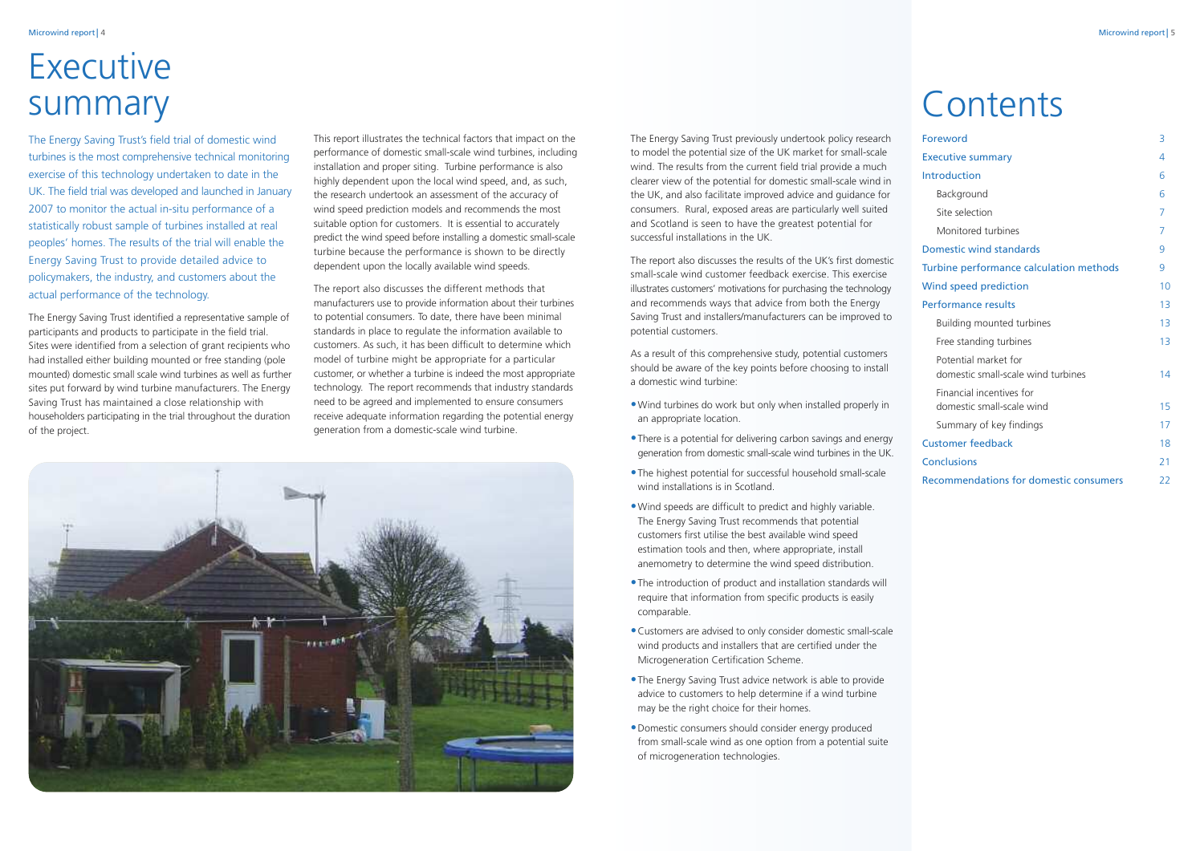# Executive summary

The Energy Saving Trust's field trial of domestic wind turbines is the most comprehensive technical monitoring exercise of this technology undertaken to date in the UK. The field trial was developed and launched in January 2007 to monitor the actual in-situ performance of a statistically robust sample of turbines installed at real peoples' homes. The results of the trial will enable the Energy Saving Trust to provide detailed advice to policymakers, the industry, and customers about the actual performance of the technology.

The Energy Saving Trust identified a representative sample of participants and products to participate in the field trial. Sites were identified from a selection of grant recipients who had installed either building mounted or free standing (pole mounted) domestic small scale wind turbines as well as further sites put forward by wind turbine manufacturers. The Energy Saving Trust has maintained a close relationship with householders participating in the trial throughout the duration of the project.

This report illustrates the technical factors that impact on the performance of domestic small-scale wind turbines, including installation and proper siting. Turbine performance is also highly dependent upon the local wind speed, and, as such, the research undertook an assessment of the accuracy of wind speed prediction models and recommends the most suitable option for customers. It is essential to accurately predict the wind speed before installing a domestic small-scale turbine because the performance is shown to be directly dependent upon the locally available wind speeds.

The report also discusses the different methods that manufacturers use to provide information about their turbines to potential consumers. To date, there have been minimal standards in place to regulate the information available to customers. As such, it has been difficult to determine which model of turbine might be appropriate for a particular customer, or whether a turbine is indeed the most appropriate technology. The report recommends that industry standards need to be agreed and implemented to ensure consumers receive adequate information regarding the potential energy generation from a domestic-scale wind turbine.

The Energy Saving Trust previously undertook policy research to model the potential size of the UK market for small-scale wind. The results from the current field trial provide a much clearer view of the potential for domestic small-scale wind in the UK, and also facilitate improved advice and guidance for consumers. Rural, exposed areas are particularly well suited and Scotland is seen to have the greatest potential for successful installations in the UK.

The report also discusses the results of the UK's first domestic small-scale wind customer feedback exercise. This exercise illustrates customers' motivations for purchasing the technology and recommends ways that advice from both the Energy Saving Trust and installers/manufacturers can be improved to potential customers.

As a result of this comprehensive study, potential customers should be aware of the key points before choosing to install a domestic wind turbine:

- Wind turbines do work but only when installed properly in an appropriate location.
- There is a potential for delivering carbon savings and energy generation from domestic small-scale wind turbines in the UK.
- The highest potential for successful household small-scale wind installations is in Scotland.
- Wind speeds are difficult to predict and highly variable. The Energy Saving Trust recommends that potential customers first utilise the best available wind speed estimation tools and then, where appropriate, install anemometry to determine the wind speed distribution.
- The introduction of product and installation standards will require that information from specific products is easily comparable.
- Customers are advised to only consider domestic small-scale wind products and installers that are certified under the Microgeneration Certification Scheme.
- The Energy Saving Trust advice network is able to provide advice to customers to help determine if a wind turbine may be the right choice for their homes.
- Domestic consumers should consider energy produced from small-scale wind as one option from a potential suite of microgeneration technologies.

# Contents

| | |
|---|---|
| Foreword | 3 |
| Executive summary | 4 |
| Introduction | 6 |
| Background | 6 |
| Site selection | 7 |
| Monitored turbines | 7 |
| Domestic wind standards | 9 |
| Turbine performance calculation methods | 9 |
| Wind speed prediction | 10 |
| Performance results | 13 |
| Building mounted turbines | 13 |
| Free standing turbines | 13 |
| Potential market for domestic small-scale wind turbines | 14 |
| Financial incentives for domestic small-scale wind | 15 |
| Summary of key findings | 17 |
| Customer feedback | 18 |
| Conclusions | 21 |
| Recommendations for domestic consumers | 22 |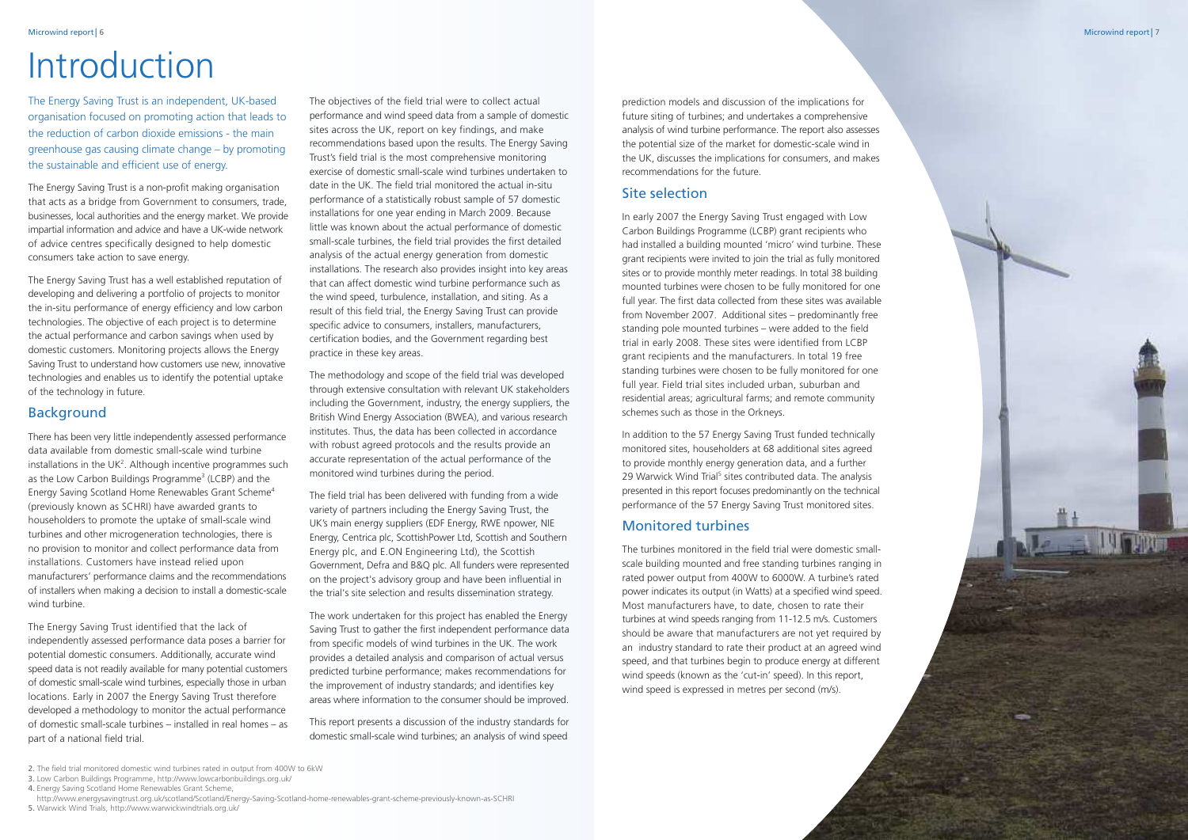# Introduction

The Energy Saving Trust is an independent, UK-based organisation focused on promoting action that leads to the reduction of carbon dioxide emissions - the main greenhouse gas causing climate change – by promoting the sustainable and efficient use of energy.

The Energy Saving Trust is a non-profit making organisation that acts as a bridge from Government to consumers, trade, businesses, local authorities and the energy market. We provide impartial information and advice and have a UK-wide network of advice centres specifically designed to help domestic consumers take action to save energy.

The Energy Saving Trust has a well established reputation of developing and delivering a portfolio of projects to monitor the in-situ performance of energy efficiency and low carbon technologies. The objective of each project is to determine the actual performance and carbon savings when used by domestic customers. Monitoring projects allows the Energy Saving Trust to understand how customers use new, innovative technologies and enables us to identify the potential uptake of the technology in future.

## Background

There has been very little independently assessed performance data available from domestic small-scale wind turbine installations in the UK[2]. Although incentive programmes such as the Low Carbon Buildings Programme[3] (LCBP) and the Energy Saving Scotland Home Renewables Grant Scheme[4] (previously known as SCHRI) have awarded grants to householders to promote the uptake of small-scale wind turbines and other microgeneration technologies, there is no provision to monitor and collect performance data from installations. Customers have instead relied upon manufacturers' performance claims and the recommendations of installers when making a decision to install a domestic-scale wind turbine.

The Energy Saving Trust identified that the lack of independently assessed performance data poses a barrier for potential domestic consumers. Additionally, accurate wind speed data is not readily available for many potential customers of domestic small-scale wind turbines, especially those in urban locations. Early in 2007 the Energy Saving Trust therefore developed a methodology to monitor the actual performance of domestic small-scale turbines – installed in real homes – as part of a national field trial.

The objectives of the field trial were to collect actual performance and wind speed data from a sample of domestic sites across the UK, report on key findings, and make recommendations based upon the results. The Energy Saving Trust's field trial is the most comprehensive monitoring exercise of domestic small-scale wind turbines undertaken to date in the UK. The field trial monitored the actual in-situ performance of a statistically robust sample of 57 domestic installations for one year ending in March 2009. Because little was known about the actual performance of domestic small-scale turbines, the field trial provides the first detailed analysis of the actual energy generation from domestic installations. The research also provides insight into key areas that can affect domestic wind turbine performance such as the wind speed, turbulence, installation, and siting. As a result of this field trial, the Energy Saving Trust can provide specific advice to consumers, installers, manufacturers, certification bodies, and the Government regarding best practice in these key areas.

The methodology and scope of the field trial was developed through extensive consultation with relevant UK stakeholders including the Government, industry, the energy suppliers, the British Wind Energy Association (BWEA), and various research institutes. Thus, the data has been collected in accordance with robust agreed protocols and the results provide an accurate representation of the actual performance of the monitored wind turbines during the period.

The field trial has been delivered with funding from a wide variety of partners including the Energy Saving Trust, the UK's main energy suppliers (EDF Energy, RWE npower, NIE Energy, Centrica plc, ScottishPower Ltd, Scottish and Southern Energy plc, and E.ON Engineering Ltd), the Scottish Government, Defra and B&Q plc. All funders were represented on the project's advisory group and have been influential in the trial's site selection and results dissemination strategy.

The work undertaken for this project has enabled the Energy Saving Trust to gather the first independent performance data from specific models of wind turbines in the UK. The work provides a detailed analysis and comparison of actual versus predicted turbine performance; makes recommendations for the improvement of industry standards; and identifies key areas where information to the consumer should be improved.

This report presents a discussion of the industry standards for domestic small-scale wind turbines; an analysis of wind speed prediction models and discussion of the implications for future siting of turbines; and undertakes a comprehensive analysis of wind turbine performance. The report also assesses the potential size of the market for domestic-scale wind in the UK, discusses the implications for consumers, and makes recommendations for the future.

## Site selection

In early 2007 the Energy Saving Trust engaged with Low Carbon Buildings Programme (LCBP) grant recipients who had installed a building mounted 'micro' wind turbine. These grant recipients were invited to join the trial as fully monitored sites or to provide monthly meter readings. In total 38 building mounted turbines were chosen to be fully monitored for one full year. The first data collected from these sites was available from November 2007. Additional sites – predominantly free standing pole mounted turbines – were added to the field trial in early 2008. These sites were identified from LCBP grant recipients and the manufacturers. In total 19 free standing turbines were chosen to be fully monitored for one full year. Field trial sites included urban, suburban and residential areas; agricultural farms; and remote community schemes such as those in the Orkneys.

In addition to the 57 Energy Saving Trust funded technically monitored sites, householders at 68 additional sites agreed to provide monthly energy generation data, and a further 29 Warwick Wind Trial[5] sites contributed data. The analysis presented in this report focuses predominantly on the technical performance of the 57 Energy Saving Trust monitored sites.

## Monitored turbines

The turbines monitored in the field trial were domestic small-scale building mounted and free standing turbines ranging in rated power output from 400W to 6000W. A turbine's rated power indicates its output (in Watts) at a specified wind speed. Most manufacturers have, to date, chosen to rate their turbines at wind speeds ranging from 11-12.5 m/s. Customers should be aware that manufacturers are not yet required by an industry standard to rate their product at an agreed wind speed, and that turbines begin to produce energy at different wind speeds (known as the 'cut-in' speed). In this report, wind speed is expressed in metres per second (m/s).

2. The field trial monitored domestic wind turbines rated in output from 400W to 6kW
3. Low Carbon Buildings Programme, http://www.lowcarbonbuildings.org.uk/
4. Energy Saving Scotland Home Renewables Grant Scheme, http://www.energysavingtrust.org.uk/scotland/Scotland/Energy-Saving-Scotland-home-renewables-grant-scheme-previously-known-as-SCHRI
5. Warwick Wind Trials, http://www.warwickwindtrials.org.uk/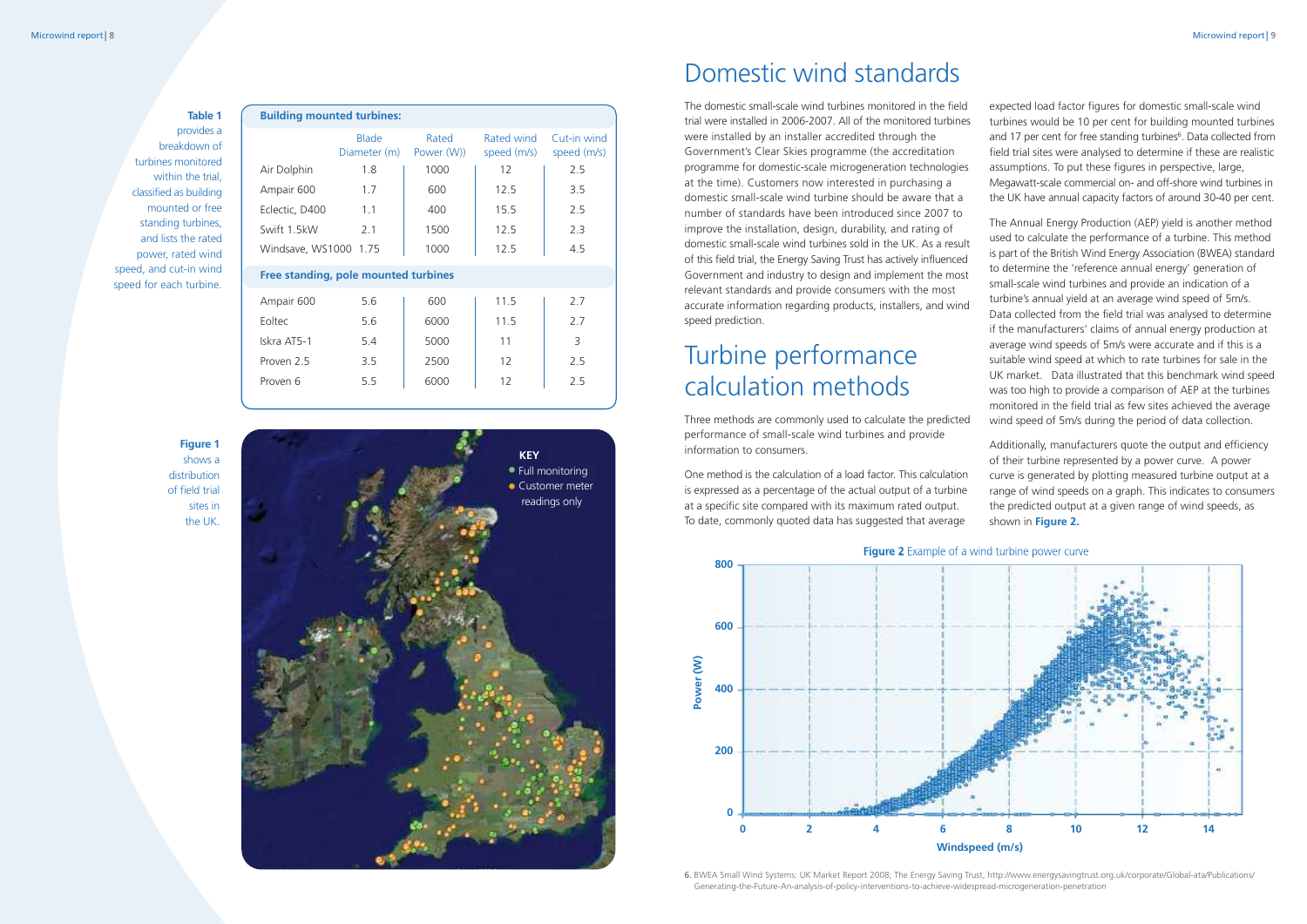**Table 1** provides a breakdown of turbines monitored within the trial, classified as building mounted or free standing turbines, and lists the rated power, rated wind speed, and cut-in wind speed for each turbine.

| Building mounted turbines: | Blade Diameter (m) | Rated Power (W)) | Rated wind speed (m/s) | Cut-in wind speed (m/s) |
|---|---|---|---|---|
| Air Dolphin | 1.8 | 1000 | 12 | 2.5 |
| Ampair 600 | 1.7 | 600 | 12.5 | 3.5 |
| Eclectic, D400 | 1.1 | 400 | 15.5 | 2.5 |
| Swift 1.5kW | 2.1 | 1500 | 12.5 | 2.3 |
| Windsave, WS1000 | 1.75 | 1000 | 12.5 | 4.5 |
| **Free standing, pole mounted turbines** | | | | |
| Ampair 600 | 5.6 | 600 | 11.5 | 2.7 |
| Eoltec | 5.6 | 6000 | 11.5 | 2.7 |
| Iskra AT5-1 | 5.4 | 5000 | 11 | 3 |
| Proven 2.5 | 3.5 | 2500 | 12 | 2.5 |
| Proven 6 | 5.5 | 6000 | 12 | 2.5 |

**Figure 1** shows a distribution of field trial sites in the UK.

KEY
- Full monitoring
- Customer meter readings only

# Domestic wind standards

The domestic small-scale wind turbines monitored in the field trial were installed in 2006-2007. All of the monitored turbines were installed by an installer accredited through the Government's Clear Skies programme (the accreditation programme for domestic-scale microgeneration technologies at the time). Customers now interested in purchasing a domestic small-scale wind turbine should be aware that a number of standards have been introduced since 2007 to improve the installation, design, durability, and rating of domestic small-scale wind turbines sold in the UK. As a result of this field trial, the Energy Saving Trust has actively influenced Government and industry to design and implement the most relevant standards and provide consumers with the most accurate information regarding products, installers, and wind speed prediction.

# Turbine performance calculation methods

Three methods are commonly used to calculate the predicted performance of small-scale wind turbines and provide information to consumers.

One method is the calculation of a load factor. This calculation is expressed as a percentage of the actual output of a turbine at a specific site compared with its maximum rated output. To date, commonly quoted data has suggested that average expected load factor figures for domestic small-scale wind turbines would be 10 per cent for building mounted turbines and 17 per cent for free standing turbines[6]. Data collected from field trial sites were analysed to determine if these are realistic assumptions. To put these figures in perspective, large, Megawatt-scale commercial on- and off-shore wind turbines in the UK have annual capacity factors of around 30-40 per cent.

The Annual Energy Production (AEP) yield is another method used to calculate the performance of a turbine. This method is part of the British Wind Energy Association (BWEA) standard to determine the 'reference annual energy' generation of small-scale wind turbines and provide an indication of a turbine's annual yield at an average wind speed of 5m/s. Data collected from the field trial was analysed to determine if the manufacturers' claims of annual energy production at average wind speeds of 5m/s were accurate and if this is a suitable wind speed at which to rate turbines for sale in the UK market. Data illustrated that this benchmark wind speed was too high to provide a comparison of AEP at the turbines monitored in the field trial as few sites achieved the average wind speed of 5m/s during the period of data collection.

Additionally, manufacturers quote the output and efficiency of their turbine represented by a power curve. A power curve is generated by plotting measured turbine output at a range of wind speeds on a graph. This indicates to consumers the predicted output at a given range of wind speeds, as shown in **Figure 2.**

**Figure 2** Example of a wind turbine power curve

6. BWEA Small Wind Systems: UK Market Report 2008; The Energy Saving Trust, http://www.energysavingtrust.org.uk/corporate/Global-ata/Publications/Generating-the-Future-An-analysis-of-policy-interventions-to-achieve-widespread-microgeneration-penetration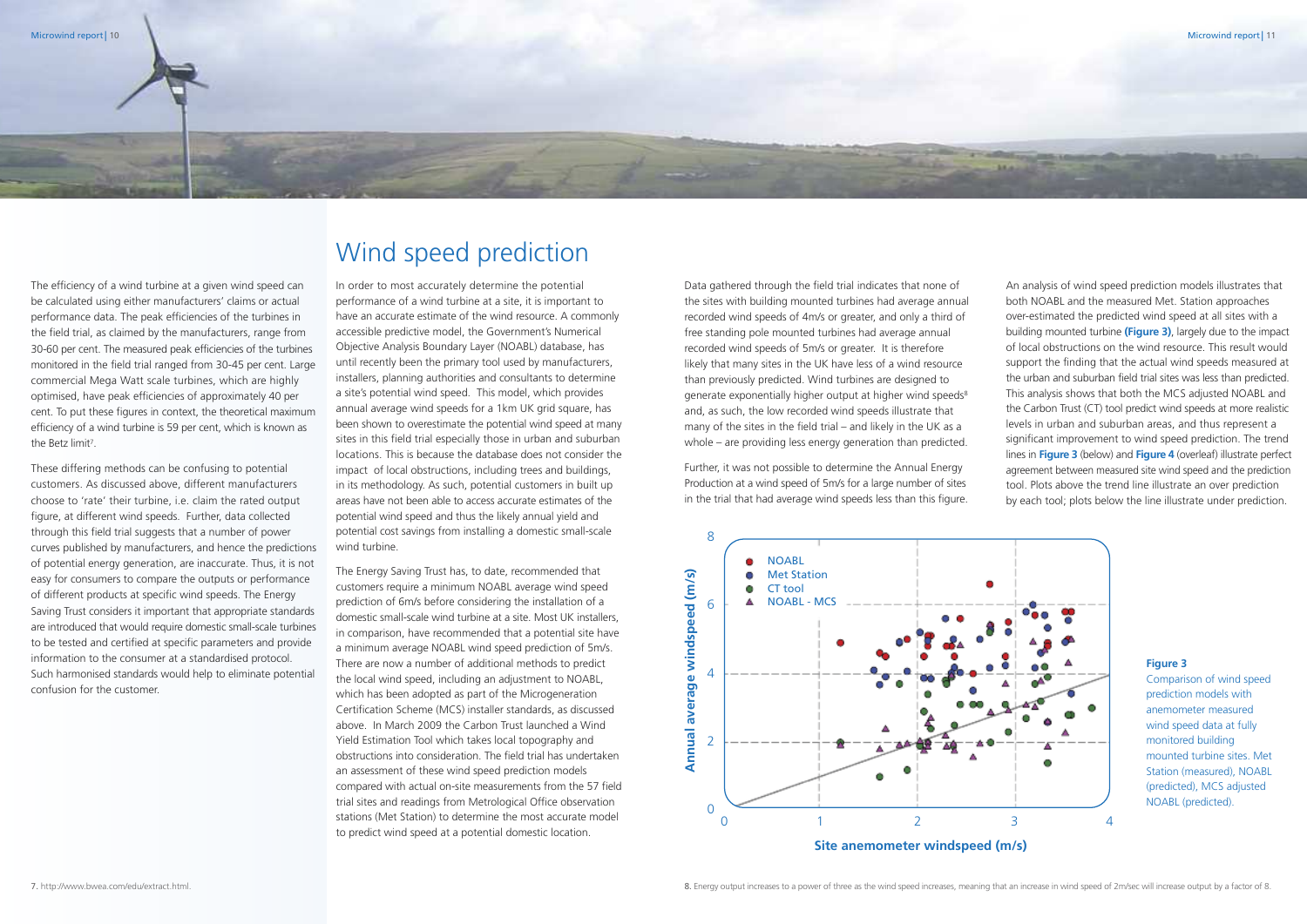The efficiency of a wind turbine at a given wind speed can be calculated using either manufacturers' claims or actual performance data. The peak efficiencies of the turbines in the field trial, as claimed by the manufacturers, range from 30-60 per cent. The measured peak efficiencies of the turbines monitored in the field trial ranged from 30-45 per cent. Large commercial Mega Watt scale turbines, which are highly optimised, have peak efficiencies of approximately 40 per cent. To put these figures in context, the theoretical maximum efficiency of a wind turbine is 59 per cent, which is known as the Betz limit[7].

These differing methods can be confusing to potential customers. As discussed above, different manufacturers choose to 'rate' their turbine, i.e. claim the rated output figure, at different wind speeds. Further, data collected through this field trial suggests that a number of power curves published by manufacturers, and hence the predictions of potential energy generation, are inaccurate. Thus, it is not easy for consumers to compare the outputs or performance of different products at specific wind speeds. The Energy Saving Trust considers it important that appropriate standards are introduced that would require domestic small-scale turbines to be tested and certified at specific parameters and provide information to the consumer at a standardised protocol. Such harmonised standards would help to eliminate potential confusion for the customer.

# Wind speed prediction

In order to most accurately determine the potential performance of a wind turbine at a site, it is important to have an accurate estimate of the wind resource. A commonly accessible predictive model, the Government's Numerical Objective Analysis Boundary Layer (NOABL) database, has until recently been the primary tool used by manufacturers, installers, planning authorities and consultants to determine a site's potential wind speed. This model, which provides annual average wind speeds for a 1km UK grid square, has been shown to overestimate the potential wind speed at many sites in this field trial especially those in urban and suburban locations. This is because the database does not consider the impact of local obstructions, including trees and buildings, in its methodology. As such, potential customers in built up areas have not been able to access accurate estimates of the potential wind speed and thus the likely annual yield and potential cost savings from installing a domestic small-scale wind turbine.

The Energy Saving Trust has, to date, recommended that customers require a minimum NOABL average wind speed prediction of 6m/s before considering the installation of a domestic small-scale wind turbine at a site. Most UK installers, in comparison, have recommended that a potential site have a minimum average NOABL wind speed prediction of 5m/s. There are now a number of additional methods to predict the local wind speed, including an adjustment to NOABL, which has been adopted as part of the Microgeneration Certification Scheme (MCS) installer standards, as discussed above. In March 2009 the Carbon Trust launched a Wind Yield Estimation Tool which takes local topography and obstructions into consideration. The field trial has undertaken an assessment of these wind speed prediction models compared with actual on-site measurements from the 57 field trial sites and readings from Metrological Office observation stations (Met Station) to determine the most accurate model to predict wind speed at a potential domestic location.

Data gathered through the field trial indicates that none of the sites with building mounted turbines had average annual recorded wind speeds of 4m/s or greater, and only a third of free standing pole mounted turbines had average annual recorded wind speeds of 5m/s or greater. It is therefore likely that many sites in the UK have less of a wind resource than previously predicted. Wind turbines are designed to generate exponentially higher output at higher wind speeds[8] and, as such, the low recorded wind speeds illustrate that many of the sites in the field trial – and likely in the UK as a whole – are providing less energy generation than predicted.

Further, it was not possible to determine the Annual Energy Production at a wind speed of 5m/s for a large number of sites in the trial that had average wind speeds less than this figure.

An analysis of wind speed prediction models illustrates that both NOABL and the measured Met. Station approaches over-estimated the predicted wind speed at all sites with a building mounted turbine **(Figure 3)**, largely due to the impact of local obstructions on the wind resource. This result would support the finding that the actual wind speeds measured at the urban and suburban field trial sites was less than predicted. This analysis shows that both the MCS adjusted NOABL and the Carbon Trust (CT) tool predict wind speeds at more realistic levels in urban and suburban areas, and thus represent a significant improvement to wind speed prediction. The trend lines in **Figure 3** (below) and **Figure 4** (overleaf) illustrate perfect agreement between measured site wind speed and the prediction tool. Plots above the trend line illustrate an over prediction by each tool; plots below the line illustrate under prediction.

**Figure 3**

Comparison of wind speed prediction models with anemometer measured wind speed data at fully monitored building mounted turbine sites. Met Station (measured), NOABL (predicted), MCS adjusted NOABL (predicted).

7. http://www.bwea.com/edu/extract.html.

8. Energy output increases to a power of three as the wind speed increases, meaning that an increase in wind speed of 2m/sec will increase output by a factor of 8.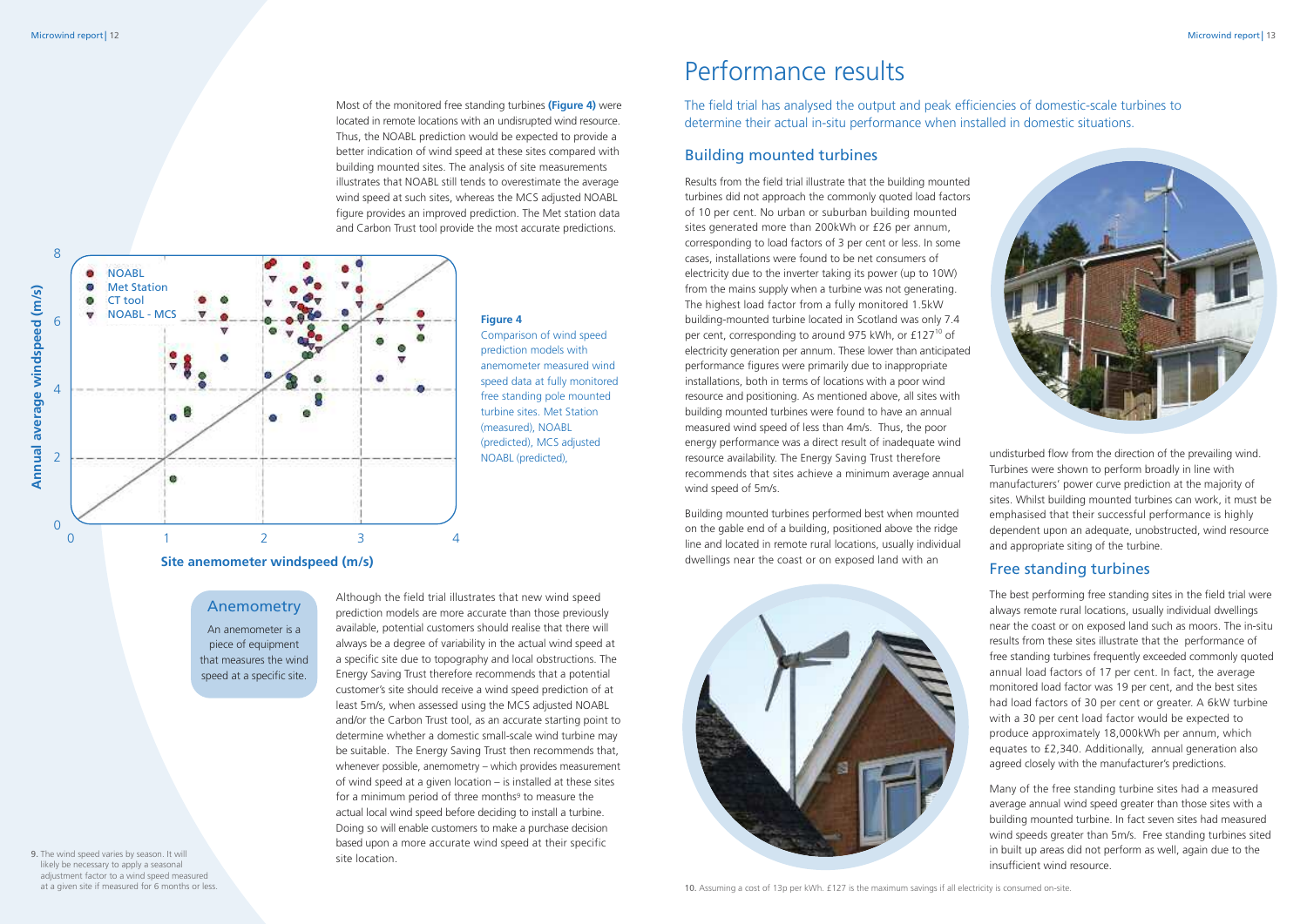Most of the monitored free standing turbines **(Figure 4)** were located in remote locations with an undisrupted wind resource. Thus, the NOABL prediction would be expected to provide a better indication of wind speed at these sites compared with building mounted sites. The analysis of site measurements illustrates that NOABL still tends to overestimate the average wind speed at such sites, whereas the MCS adjusted NOABL figure provides an improved prediction. The Met station data and Carbon Trust tool provide the most accurate predictions.

**Figure 4**
Comparison of wind speed prediction models with anemometer measured wind speed data at fully monitored free standing pole mounted turbine sites. Met Station (measured), NOABL (predicted), MCS adjusted NOABL (predicted),

### Anemometry

An anemometer is a piece of equipment that measures the wind speed at a specific site.

Although the field trial illustrates that new wind speed prediction models are more accurate than those previously available, potential customers should realise that there will always be a degree of variability in the actual wind speed at a specific site due to topography and local obstructions. The Energy Saving Trust therefore recommends that a potential customer's site should receive a wind speed prediction of at least 5m/s, when assessed using the MCS adjusted NOABL and/or the Carbon Trust tool, as an accurate starting point to determine whether a domestic small-scale wind turbine may be suitable. The Energy Saving Trust then recommends that, whenever possible, anemometry – which provides measurement of wind speed at a given location – is installed at these sites for a minimum period of three months[9] to measure the actual local wind speed before deciding to install a turbine. Doing so will enable customers to make a purchase decision based upon a more accurate wind speed at their specific site location.

9. The wind speed varies by season. It will likely be necessary to apply a seasonal adjustment factor to a wind speed measured at a given site if measured for 6 months or less.

# Performance results

The field trial has analysed the output and peak efficiencies of domestic-scale turbines to determine their actual in-situ performance when installed in domestic situations.

## Building mounted turbines

Results from the field trial illustrate that the building mounted turbines did not approach the commonly quoted load factors of 10 per cent. No urban or suburban building mounted sites generated more than 200kWh or £26 per annum, corresponding to load factors of 3 per cent or less. In some cases, installations were found to be net consumers of electricity due to the inverter taking its power (up to 10W) from the mains supply when a turbine was not generating. The highest load factor from a fully monitored 1.5kW building-mounted turbine located in Scotland was only 7.4 per cent, corresponding to around 975 kWh, or £127[10] of electricity generation per annum. These lower than anticipated performance figures were primarily due to inappropriate installations, both in terms of locations with a poor wind resource and positioning. As mentioned above, all sites with building mounted turbines were found to have an annual measured wind speed of less than 4m/s. Thus, the poor energy performance was a direct result of inadequate wind resource availability. The Energy Saving Trust therefore recommends that sites achieve a minimum average annual wind speed of 5m/s.

Building mounted turbines performed best when mounted on the gable end of a building, positioned above the ridge line and located in remote rural locations, usually individual dwellings near the coast or on exposed land with an undisturbed flow from the direction of the prevailing wind. Turbines were shown to perform broadly in line with manufacturers' power curve prediction at the majority of sites. Whilst building mounted turbines can work, it must be emphasised that their successful performance is highly dependent upon an adequate, unobstructed, wind resource and appropriate siting of the turbine.

## Free standing turbines

The best performing free standing sites in the field trial were always remote rural locations, usually individual dwellings near the coast or on exposed land such as moors. The in-situ results from these sites illustrate that the performance of free standing turbines frequently exceeded commonly quoted annual load factors of 17 per cent. In fact, the average monitored load factor was 19 per cent, and the best sites had load factors of 30 per cent or greater. A 6kW turbine with a 30 per cent load factor would be expected to produce approximately 18,000kWh per annum, which equates to £2,340. Additionally, annual generation also agreed closely with the manufacturer's predictions.

Many of the free standing turbine sites had a measured average annual wind speed greater than those sites with a building mounted turbine. In fact seven sites had measured wind speeds greater than 5m/s. Free standing turbines sited in built up areas did not perform as well, again due to the insufficient wind resource.

10. Assuming a cost of 13p per kWh. £127 is the maximum savings if all electricity is consumed on-site.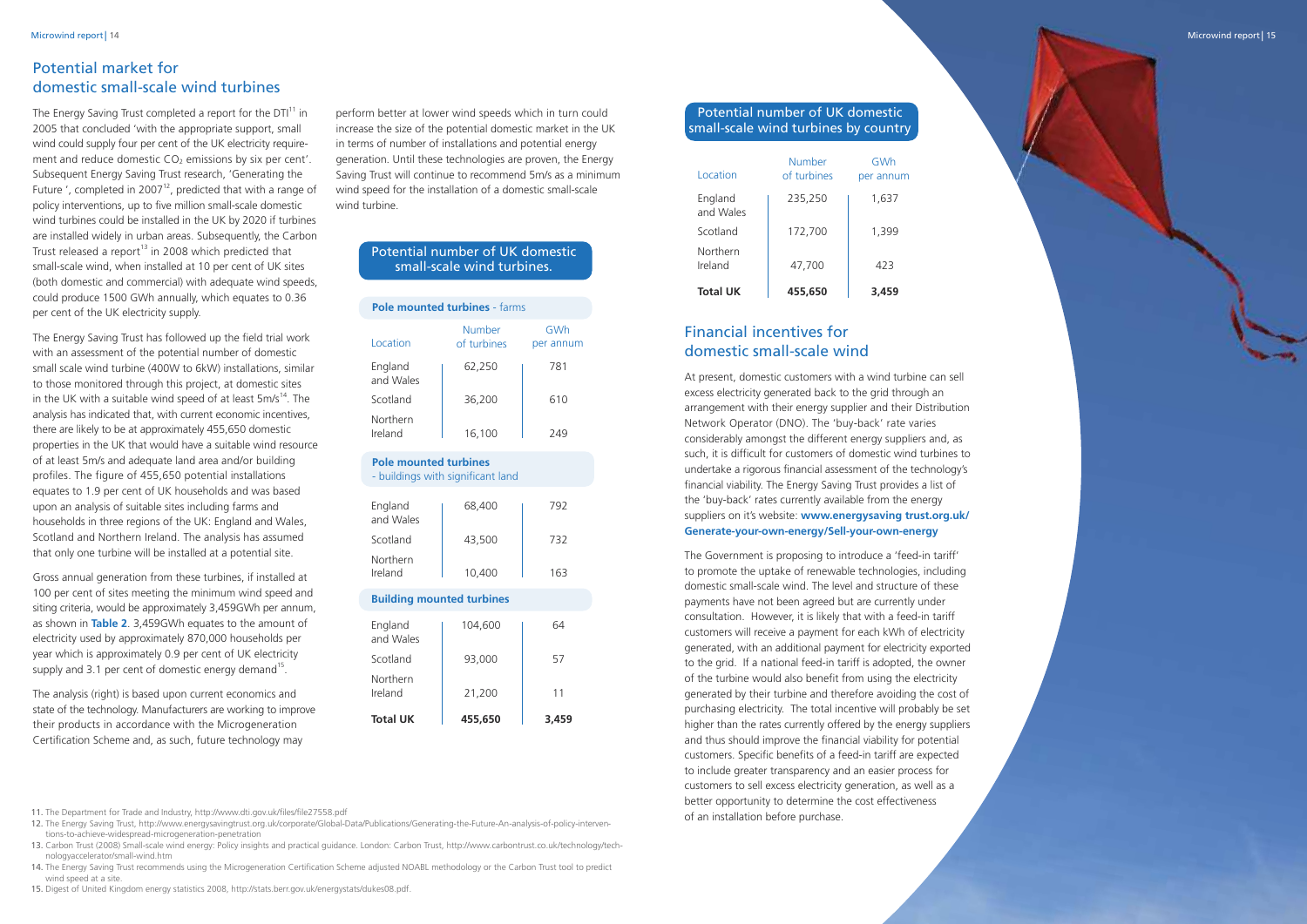## Potential market for domestic small-scale wind turbines

The Energy Saving Trust completed a report for the DTI[11] in 2005 that concluded 'with the appropriate support, small wind could supply four per cent of the UK electricity requirement and reduce domestic $CO_2$ emissions by six per cent'. Subsequent Energy Saving Trust research, 'Generating the Future ', completed in 2007[12], predicted that with a range of policy interventions, up to five million small-scale domestic wind turbines could be installed in the UK by 2020 if turbines are installed widely in urban areas. Subsequently, the Carbon Trust released a report[13] in 2008 which predicted that small-scale wind, when installed at 10 per cent of UK sites (both domestic and commercial) with adequate wind speeds, could produce 1500 GWh annually, which equates to 0.36 per cent of the UK electricity supply.

The Energy Saving Trust has followed up the field trial work with an assessment of the potential number of domestic small scale wind turbine (400W to 6kW) installations, similar to those monitored through this project, at domestic sites in the UK with a suitable wind speed of at least 5m/s[14]. The analysis has indicated that, with current economic incentives, there are likely to be at approximately 455,650 domestic properties in the UK that would have a suitable wind resource of at least 5m/s and adequate land area and/or building profiles. The figure of 455,650 potential installations equates to 1.9 per cent of UK households and was based upon an analysis of suitable sites including farms and households in three regions of the UK: England and Wales, Scotland and Northern Ireland. The analysis has assumed that only one turbine will be installed at a potential site.

Gross annual generation from these turbines, if installed at 100 per cent of sites meeting the minimum wind speed and siting criteria, would be approximately 3,459GWh per annum, as shown in **Table 2**. 3,459GWh equates to the amount of electricity used by approximately 870,000 households per year which is approximately 0.9 per cent of UK electricity supply and 3.1 per cent of domestic energy demand[15].

The analysis (right) is based upon current economics and state of the technology. Manufacturers are working to improve their products in accordance with the Microgeneration Certification Scheme and, as such, future technology may perform better at lower wind speeds which in turn could increase the size of the potential domestic market in the UK in terms of number of installations and potential energy generation. Until these technologies are proven, the Energy Saving Trust will continue to recommend 5m/s as a minimum wind speed for the installation of a domestic small-scale wind turbine.

### Potential number of UK domestic small-scale wind turbines.

| Location | Number of turbines | GWh per annum |
|---|---|---|
| **Pole mounted turbines - farms** | | |
| England and Wales | 62,250 | 781 |
| Scotland | 36,200 | 610 |
| Northern Ireland | 16,100 | 249 |
| **Pole mounted turbines - buildings with significant land** | | |
| England and Wales | 68,400 | 792 |
| Scotland | 43,500 | 732 |
| Northern Ireland | 10,400 | 163 |
| **Building mounted turbines** | | |
| England and Wales | 104,600 | 64 |
| Scotland | 93,000 | 57 |
| Northern Ireland | 21,200 | 11 |
| **Total UK** | **455,650** | **3,459** |

### Potential number of UK domestic small-scale wind turbines by country

| Location | Number of turbines | GWh per annum |
|---|---|---|
| England and Wales | 235,250 | 1,637 |
| Scotland | 172,700 | 1,399 |
| Northern Ireland | 47,700 | 423 |
| **Total UK** | **455,650** | **3,459** |

## Financial incentives for domestic small-scale wind

At present, domestic customers with a wind turbine can sell excess electricity generated back to the grid through an arrangement with their energy supplier and their Distribution Network Operator (DNO). The 'buy-back' rate varies considerably amongst the different energy suppliers and, as such, it is difficult for customers of domestic wind turbines to undertake a rigorous financial assessment of the technology's financial viability. The Energy Saving Trust provides a list of the 'buy-back' rates currently available from the energy suppliers on it's website: **www.energysaving trust.org.uk/Generate-your-own-energy/Sell-your-own-energy**

The Government is proposing to introduce a 'feed-in tariff' to promote the uptake of renewable technologies, including domestic small-scale wind. The level and structure of these payments have not been agreed but are currently under consultation. However, it is likely that with a feed-in tariff customers will receive a payment for each kWh of electricity generated, with an additional payment for electricity exported to the grid. If a national feed-in tariff is adopted, the owner of the turbine would also benefit from using the electricity generated by their turbine and therefore avoiding the cost of purchasing electricity. The total incentive will probably be set higher than the rates currently offered by the energy suppliers and thus should improve the financial viability for potential customers. Specific benefits of a feed-in tariff are expected to include greater transparency and an easier process for customers to sell excess electricity generation, as well as a better opportunity to determine the cost effectiveness of an installation before purchase.

11. The Department for Trade and Industry, http://www.dti.gov.uk/files/file27558.pdf
12. The Energy Saving Trust, http://www.energysavingtrust.org.uk/corporate/Global-Data/Publications/Generating-the-Future-An-analysis-of-policy-interventions-to-achieve-widespread-microgeneration-penetration
13. Carbon Trust (2008) Small-scale wind energy: Policy insights and practical guidance. London: Carbon Trust, http://www.carbontrust.co.uk/technology/technologyaccelerator/small-wind.htm
14. The Energy Saving Trust recommends using the Microgeneration Certification Scheme adjusted NOABL methodology or the Carbon Trust tool to predict wind speed at a site.
15. Digest of United Kingdom energy statistics 2008, http://stats.berr.gov.uk/energystats/dukes08.pdf.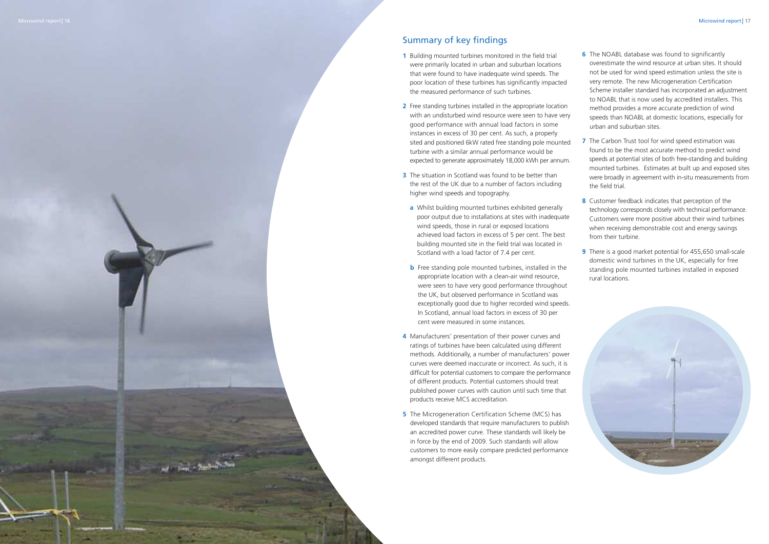## Summary of key findings

1. Building mounted turbines monitored in the field trial were primarily located in urban and suburban locations that were found to have inadequate wind speeds. The poor location of these turbines has significantly impacted the measured performance of such turbines.

2. Free standing turbines installed in the appropriate location with an undisturbed wind resource were seen to have very good performance with annual load factors in some instances in excess of 30 per cent. As such, a properly sited and positioned 6kW rated free standing pole mounted turbine with a similar annual performance would be expected to generate approximately 18,000 kWh per annum.

3. The situation in Scotland was found to be better than the rest of the UK due to a number of factors including higher wind speeds and topography.
   - **a** Whilst building mounted turbines exhibited generally poor output due to installations at sites with inadequate wind speeds, those in rural or exposed locations achieved load factors in excess of 5 per cent. The best building mounted site in the field trial was located in Scotland with a load factor of 7.4 per cent.
   - **b** Free standing pole mounted turbines, installed in the appropriate location with a clean-air wind resource, were seen to have very good performance throughout the UK, but observed performance in Scotland was exceptionally good due to higher recorded wind speeds. In Scotland, annual load factors in excess of 30 per cent were measured in some instances.

4. Manufacturers' presentation of their power curves and ratings of turbines have been calculated using different methods. Additionally, a number of manufacturers' power curves were deemed inaccurate or incorrect. As such, it is difficult for potential customers to compare the performance of different products. Potential customers should treat published power curves with caution until such time that products receive MCS accreditation.

5. The Microgeneration Certification Scheme (MCS) has developed standards that require manufacturers to publish an accredited power curve. These standards will likely be in force by the end of 2009. Such standards will allow customers to more easily compare predicted performance amongst different products.

6. The NOABL database was found to significantly overestimate the wind resource at urban sites. It should not be used for wind speed estimation unless the site is very remote. The new Microgeneration Certification Scheme installer standard has incorporated an adjustment to NOABL that is now used by accredited installers. This method provides a more accurate prediction of wind speeds than NOABL at domestic locations, especially for urban and suburban sites.

7. The Carbon Trust tool for wind speed estimation was found to be the most accurate method to predict wind speeds at potential sites of both free-standing and building mounted turbines. Estimates at built up and exposed sites were broadly in agreement with in-situ measurements from the field trial.

8. Customer feedback indicates that perception of the technology corresponds closely with technical performance. Customers were more positive about their wind turbines when receiving demonstrable cost and energy savings from their turbine.

9. There is a good market potential for 455,650 small-scale domestic wind turbines in the UK, especially for free standing pole mounted turbines installed in exposed rural locations.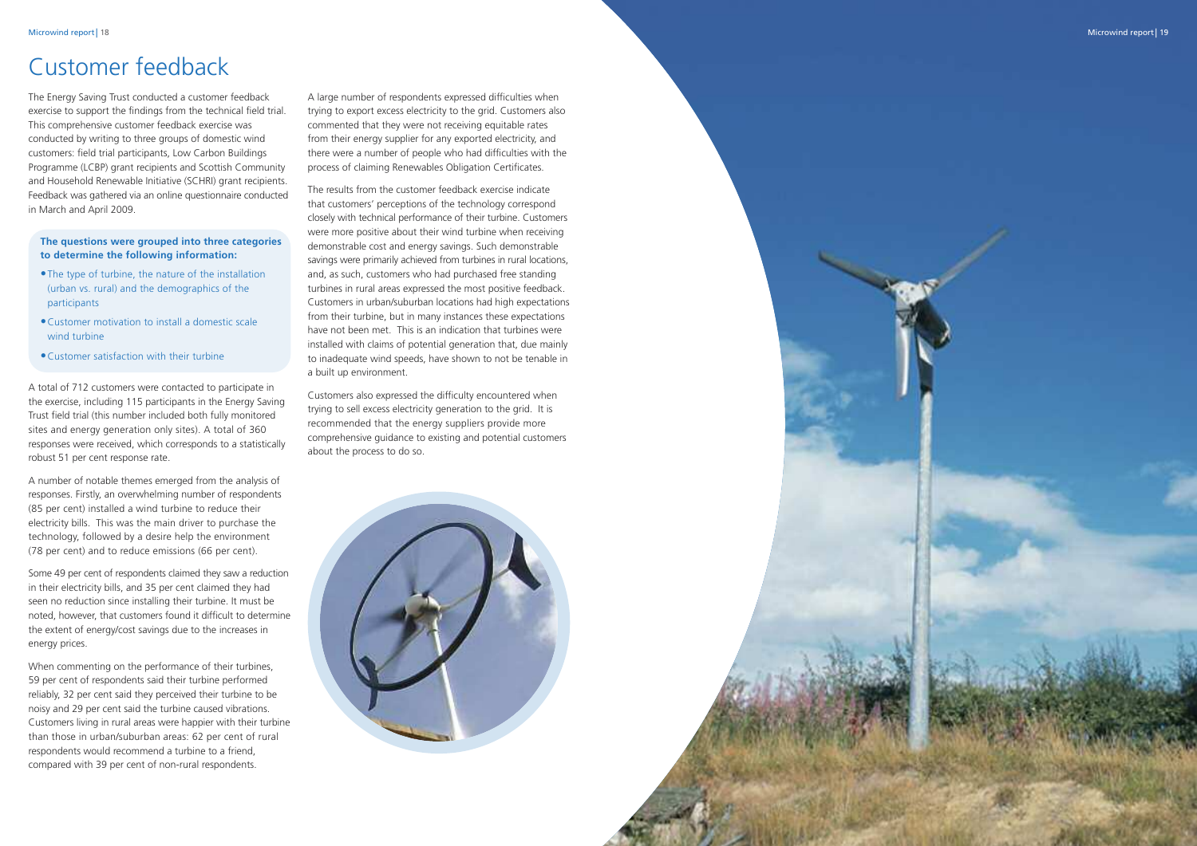# Customer feedback

The Energy Saving Trust conducted a customer feedback exercise to support the findings from the technical field trial. This comprehensive customer feedback exercise was conducted by writing to three groups of domestic wind customers: field trial participants, Low Carbon Buildings Programme (LCBP) grant recipients and Scottish Community and Household Renewable Initiative (SCHRI) grant recipients. Feedback was gathered via an online questionnaire conducted in March and April 2009.

**The questions were grouped into three categories to determine the following information:**

- The type of turbine, the nature of the installation (urban vs. rural) and the demographics of the participants
- Customer motivation to install a domestic scale wind turbine
- Customer satisfaction with their turbine

A total of 712 customers were contacted to participate in the exercise, including 115 participants in the Energy Saving Trust field trial (this number included both fully monitored sites and energy generation only sites). A total of 360 responses were received, which corresponds to a statistically robust 51 per cent response rate.

A number of notable themes emerged from the analysis of responses. Firstly, an overwhelming number of respondents (85 per cent) installed a wind turbine to reduce their electricity bills. This was the main driver to purchase the technology, followed by a desire help the environment (78 per cent) and to reduce emissions (66 per cent).

Some 49 per cent of respondents claimed they saw a reduction in their electricity bills, and 35 per cent claimed they had seen no reduction since installing their turbine. It must be noted, however, that customers found it difficult to determine the extent of energy/cost savings due to the increases in energy prices.

When commenting on the performance of their turbines, 59 per cent of respondents said their turbine performed reliably, 32 per cent said they perceived their turbine to be noisy and 29 per cent said the turbine caused vibrations. Customers living in rural areas were happier with their turbine than those in urban/suburban areas: 62 per cent of rural respondents would recommend a turbine to a friend, compared with 39 per cent of non-rural respondents.

A large number of respondents expressed difficulties when trying to export excess electricity to the grid. Customers also commented that they were not receiving equitable rates from their energy supplier for any exported electricity, and there were a number of people who had difficulties with the process of claiming Renewables Obligation Certificates.

The results from the customer feedback exercise indicate that customers' perceptions of the technology correspond closely with technical performance of their turbine. Customers were more positive about their wind turbine when receiving demonstrable cost and energy savings. Such demonstrable savings were primarily achieved from turbines in rural locations, and, as such, customers who had purchased free standing turbines in rural areas expressed the most positive feedback. Customers in urban/suburban locations had high expectations from their turbine, but in many instances these expectations have not been met. This is an indication that turbines were installed with claims of potential generation that, due mainly to inadequate wind speeds, have shown to not be tenable in a built up environment.

Customers also expressed the difficulty encountered when trying to sell excess electricity generation to the grid. It is recommended that the energy suppliers provide more comprehensive guidance to existing and potential customers about the process to do so.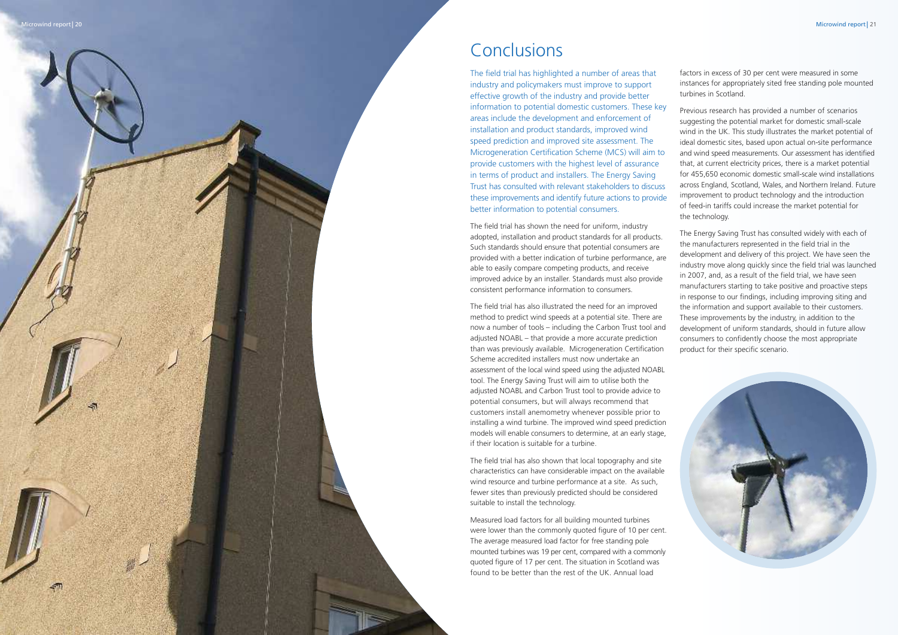# Conclusions

The field trial has highlighted a number of areas that industry and policymakers must improve to support effective growth of the industry and provide better information to potential domestic customers. These key areas include the development and enforcement of installation and product standards, improved wind speed prediction and improved site assessment. The Microgeneration Certification Scheme (MCS) will aim to provide customers with the highest level of assurance in terms of product and installers. The Energy Saving Trust has consulted with relevant stakeholders to discuss these improvements and identify future actions to provide better information to potential consumers.

The field trial has shown the need for uniform, industry adopted, installation and product standards for all products. Such standards should ensure that potential consumers are provided with a better indication of turbine performance, are able to easily compare competing products, and receive improved advice by an installer. Standards must also provide consistent performance information to consumers.

The field trial has also illustrated the need for an improved method to predict wind speeds at a potential site. There are now a number of tools – including the Carbon Trust tool and adjusted NOABL – that provide a more accurate prediction than was previously available. Microgeneration Certification Scheme accredited installers must now undertake an assessment of the local wind speed using the adjusted NOABL tool. The Energy Saving Trust will aim to utilise both the adjusted NOABL and Carbon Trust tool to provide advice to potential consumers, but will always recommend that customers install anemometry whenever possible prior to installing a wind turbine. The improved wind speed prediction models will enable consumers to determine, at an early stage, if their location is suitable for a turbine.

The field trial has also shown that local topography and site characteristics can have considerable impact on the available wind resource and turbine performance at a site. As such, fewer sites than previously predicted should be considered suitable to install the technology.

Measured load factors for all building mounted turbines were lower than the commonly quoted figure of 10 per cent. The average measured load factor for free standing pole mounted turbines was 19 per cent, compared with a commonly quoted figure of 17 per cent. The situation in Scotland was found to be better than the rest of the UK. Annual load factors in excess of 30 per cent were measured in some instances for appropriately sited free standing pole mounted turbines in Scotland.

Previous research has provided a number of scenarios suggesting the potential market for domestic small-scale wind in the UK. This study illustrates the market potential of ideal domestic sites, based upon actual on-site performance and wind speed measurements. Our assessment has identified that, at current electricity prices, there is a market potential for 455,650 economic domestic small-scale wind installations across England, Scotland, Wales, and Northern Ireland. Future improvement to product technology and the introduction of feed-in tariffs could increase the market potential for the technology.

The Energy Saving Trust has consulted widely with each of the manufacturers represented in the field trial in the development and delivery of this project. We have seen the industry move along quickly since the field trial was launched in 2007, and, as a result of the field trial, we have seen manufacturers starting to take positive and proactive steps in response to our findings, including improving siting and the information and support available to their customers. These improvements by the industry, in addition to the development of uniform standards, should in future allow consumers to confidently choose the most appropriate product for their specific scenario.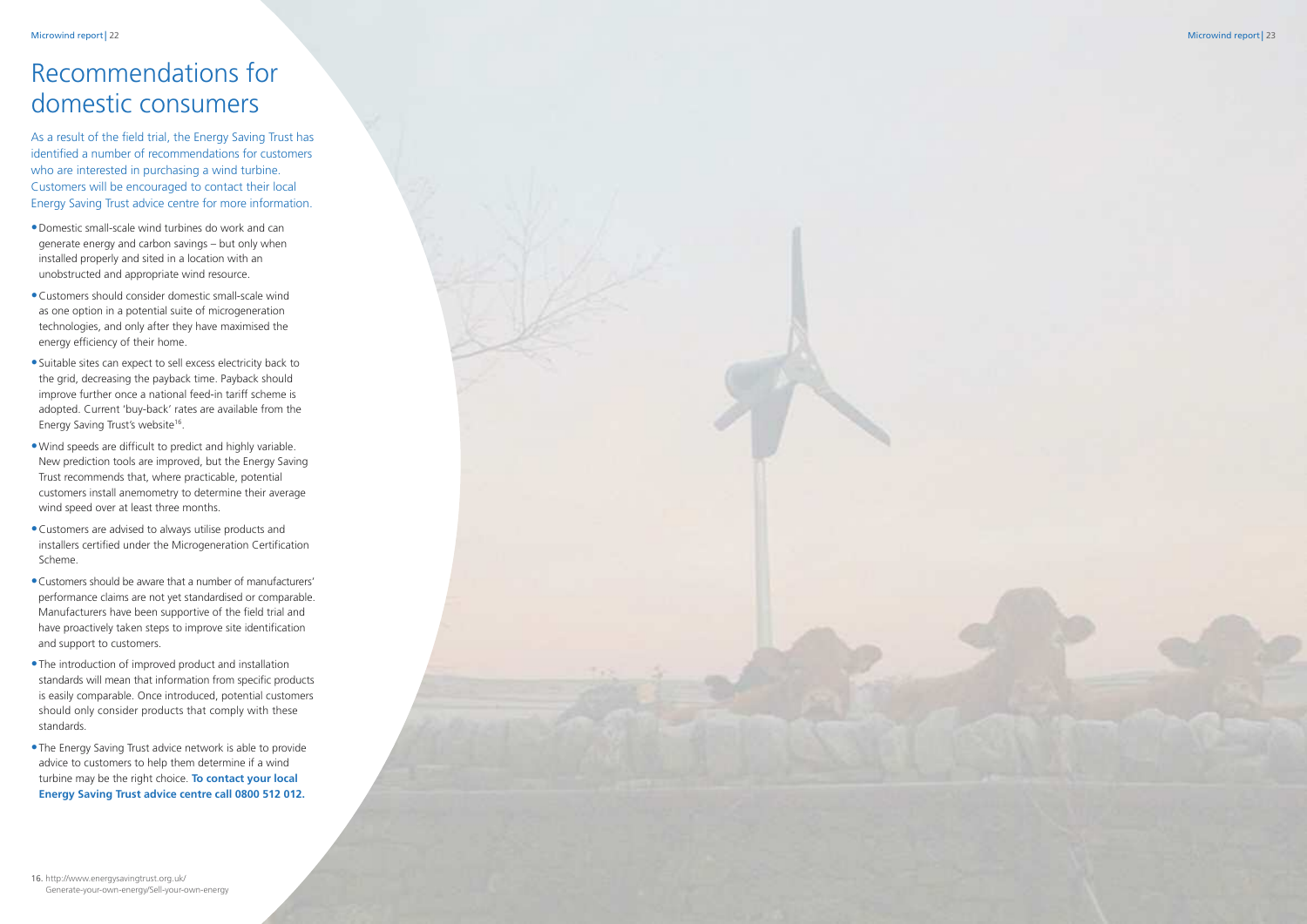# Recommendations for domestic consumers

As a result of the field trial, the Energy Saving Trust has identified a number of recommendations for customers who are interested in purchasing a wind turbine. Customers will be encouraged to contact their local Energy Saving Trust advice centre for more information.

- Domestic small-scale wind turbines do work and can generate energy and carbon savings – but only when installed properly and sited in a location with an unobstructed and appropriate wind resource.
- Customers should consider domestic small-scale wind as one option in a potential suite of microgeneration technologies, and only after they have maximised the energy efficiency of their home.
- Suitable sites can expect to sell excess electricity back to the grid, decreasing the payback time. Payback should improve further once a national feed-in tariff scheme is adopted. Current 'buy-back' rates are available from the Energy Saving Trust's website[16].
- Wind speeds are difficult to predict and highly variable. New prediction tools are improved, but the Energy Saving Trust recommends that, where practicable, potential customers install anemometry to determine their average wind speed over at least three months.
- Customers are advised to always utilise products and installers certified under the Microgeneration Certification Scheme.
- Customers should be aware that a number of manufacturers' performance claims are not yet standardised or comparable. Manufacturers have been supportive of the field trial and have proactively taken steps to improve site identification and support to customers.
- The introduction of improved product and installation standards will mean that information from specific products is easily comparable. Once introduced, potential customers should only consider products that comply with these standards.
- The Energy Saving Trust advice network is able to provide advice to customers to help them determine if a wind turbine may be the right choice. **To contact your local Energy Saving Trust advice centre call 0800 512 012.**

16. http://www.energysavingtrust.org.uk/Generate-your-own-energy/Sell-your-own-energy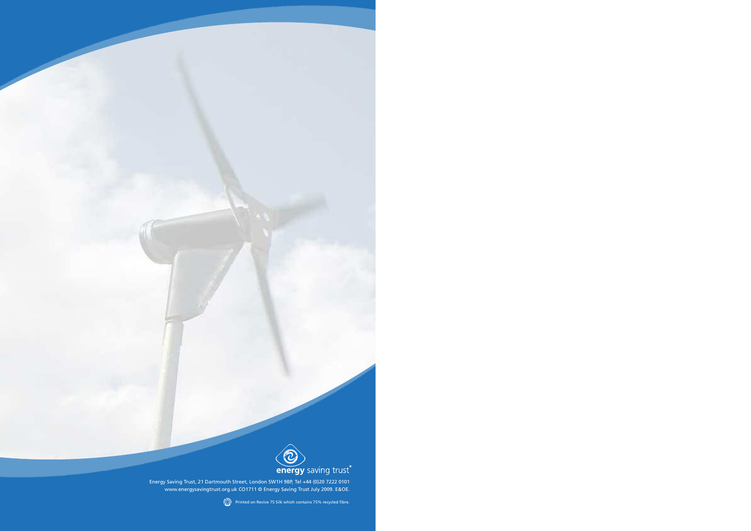energy saving trust®

Energy Saving Trust, 21 Dartmouth Street, London SW1H 9BP, Tel +44 (0)20 7222 0101
www.energysavingtrust.org.uk CO1711 © Energy Saving Trust July 2009. E&OE.

Printed on Revive 75 Silk which contains 75% recycled fibre.